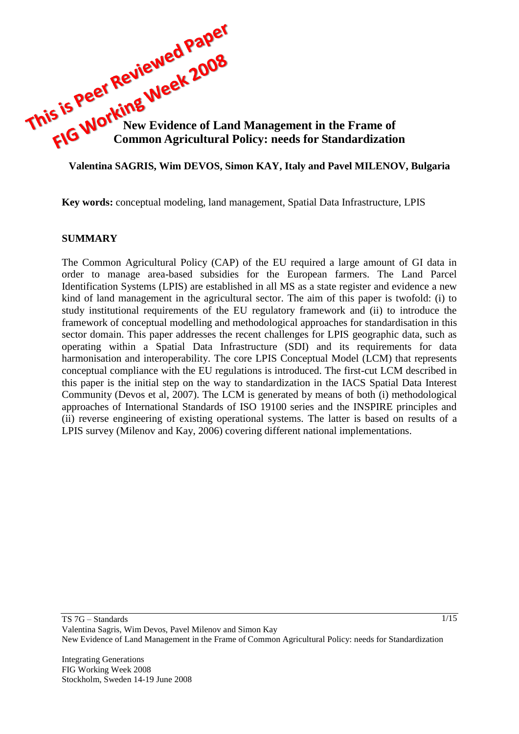This is Peer Reviewed Paper
FIG Working Week 2008

# New Evidence of Land Management in the Frame of Common Agricultural Policy: needs for Standardization

**Valentina SAGRIS, Wim DEVOS, Simon KAY, Italy and Pavel MILENOV, Bulgaria**

**Key words:** conceptual modeling, land management, Spatial Data Infrastructure, LPIS

## SUMMARY

The Common Agricultural Policy (CAP) of the EU required a large amount of GI data in order to manage area-based subsidies for the European farmers. The Land Parcel Identification Systems (LPIS) are established in all MS as a state register and evidence a new kind of land management in the agricultural sector. The aim of this paper is twofold: (i) to study institutional requirements of the EU regulatory framework and (ii) to introduce the framework of conceptual modelling and methodological approaches for standardisation in this sector domain. This paper addresses the recent challenges for LPIS geographic data, such as operating within a Spatial Data Infrastructure (SDI) and its requirements for data harmonisation and interoperability. The core LPIS Conceptual Model (LCM) that represents conceptual compliance with the EU regulations is introduced. The first-cut LCM described in this paper is the initial step on the way to standardization in the IACS Spatial Data Interest Community (Devos et al, 2007). The LCM is generated by means of both (i) methodological approaches of International Standards of ISO 19100 series and the INSPIRE principles and (ii) reverse engineering of existing operational systems. The latter is based on results of a LPIS survey (Milenov and Kay, 2006) covering different national implementations.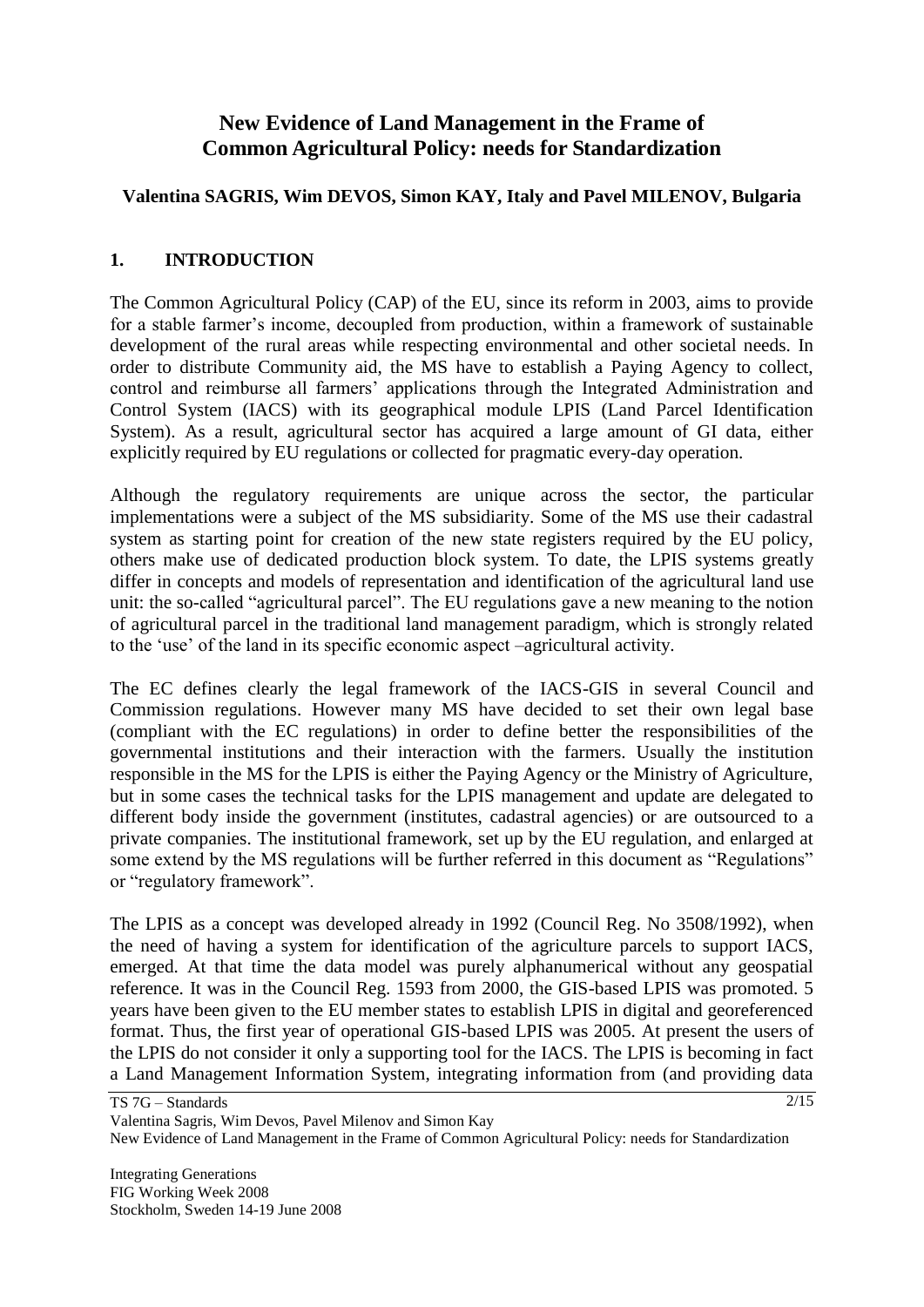# New Evidence of Land Management in the Frame of Common Agricultural Policy: needs for Standardization

**Valentina SAGRIS, Wim DEVOS, Simon KAY, Italy and Pavel MILENOV, Bulgaria**

## 1. INTRODUCTION

The Common Agricultural Policy (CAP) of the EU, since its reform in 2003, aims to provide for a stable farmer's income, decoupled from production, within a framework of sustainable development of the rural areas while respecting environmental and other societal needs. In order to distribute Community aid, the MS have to establish a Paying Agency to collect, control and reimburse all farmers' applications through the Integrated Administration and Control System (IACS) with its geographical module LPIS (Land Parcel Identification System). As a result, agricultural sector has acquired a large amount of GI data, either explicitly required by EU regulations or collected for pragmatic every-day operation.

Although the regulatory requirements are unique across the sector, the particular implementations were a subject of the MS subsidiarity. Some of the MS use their cadastral system as starting point for creation of the new state registers required by the EU policy, others make use of dedicated production block system. To date, the LPIS systems greatly differ in concepts and models of representation and identification of the agricultural land use unit: the so-called "agricultural parcel". The EU regulations gave a new meaning to the notion of agricultural parcel in the traditional land management paradigm, which is strongly related to the 'use' of the land in its specific economic aspect –agricultural activity.

The EC defines clearly the legal framework of the IACS-GIS in several Council and Commission regulations. However many MS have decided to set their own legal base (compliant with the EC regulations) in order to define better the responsibilities of the governmental institutions and their interaction with the farmers. Usually the institution responsible in the MS for the LPIS is either the Paying Agency or the Ministry of Agriculture, but in some cases the technical tasks for the LPIS management and update are delegated to different body inside the government (institutes, cadastral agencies) or are outsourced to a private companies. The institutional framework, set up by the EU regulation, and enlarged at some extend by the MS regulations will be further referred in this document as "Regulations" or "regulatory framework".

The LPIS as a concept was developed already in 1992 (Council Reg. No 3508/1992), when the need of having a system for identification of the agriculture parcels to support IACS, emerged. At that time the data model was purely alphanumerical without any geospatial reference. It was in the Council Reg. 1593 from 2000, the GIS-based LPIS was promoted. 5 years have been given to the EU member states to establish LPIS in digital and georeferenced format. Thus, the first year of operational GIS-based LPIS was 2005. At present the users of the LPIS do not consider it only a supporting tool for the IACS. The LPIS is becoming in fact a Land Management Information System, integrating information from (and providing data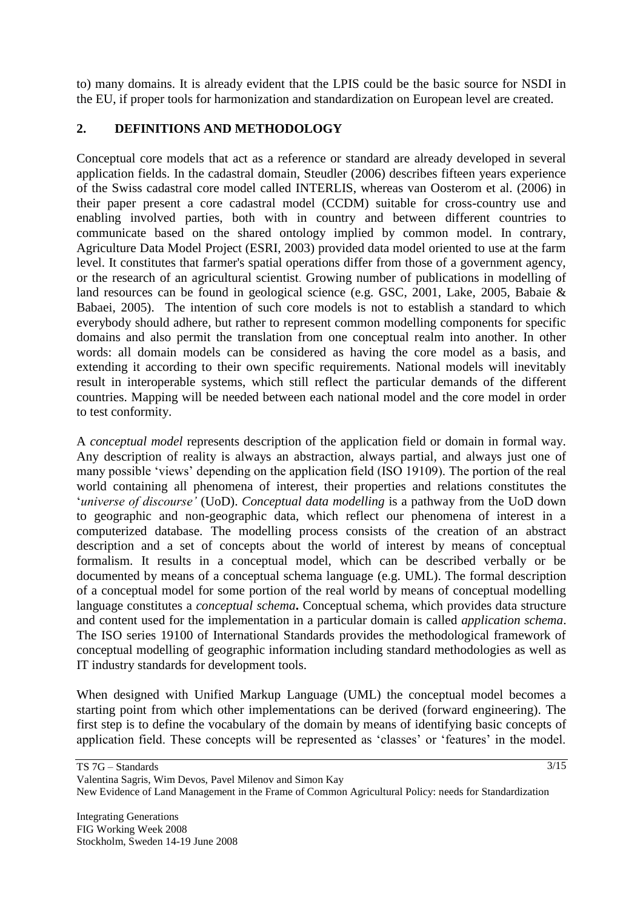to) many domains. It is already evident that the LPIS could be the basic source for NSDI in the EU, if proper tools for harmonization and standardization on European level are created.

## 2. DEFINITIONS AND METHODOLOGY

Conceptual core models that act as a reference or standard are already developed in several application fields. In the cadastral domain, Steudler (2006) describes fifteen years experience of the Swiss cadastral core model called INTERLIS, whereas van Oosterom et al. (2006) in their paper present a core cadastral model (CCDM) suitable for cross-country use and enabling involved parties, both with in country and between different countries to communicate based on the shared ontology implied by common model. In contrary, Agriculture Data Model Project (ESRI, 2003) provided data model oriented to use at the farm level. It constitutes that farmer's spatial operations differ from those of a government agency, or the research of an agricultural scientist. Growing number of publications in modelling of land resources can be found in geological science (e.g. GSC, 2001, Lake, 2005, Babaie & Babaei, 2005). The intention of such core models is not to establish a standard to which everybody should adhere, but rather to represent common modelling components for specific domains and also permit the translation from one conceptual realm into another. In other words: all domain models can be considered as having the core model as a basis, and extending it according to their own specific requirements. National models will inevitably result in interoperable systems, which still reflect the particular demands of the different countries. Mapping will be needed between each national model and the core model in order to test conformity.

A *conceptual model* represents description of the application field or domain in formal way. Any description of reality is always an abstraction, always partial, and always just one of many possible 'views' depending on the application field (ISO 19109). The portion of the real world containing all phenomena of interest, their properties and relations constitutes the '*universe of discourse'* (UoD). *Conceptual data modelling* is a pathway from the UoD down to geographic and non-geographic data, which reflect our phenomena of interest in a computerized database. The modelling process consists of the creation of an abstract description and a set of concepts about the world of interest by means of conceptual formalism. It results in a conceptual model, which can be described verbally or be documented by means of a conceptual schema language (e.g. UML). The formal description of a conceptual model for some portion of the real world by means of conceptual modelling language constitutes a ***conceptual schema*.** Conceptual schema, which provides data structure and content used for the implementation in a particular domain is called *application schema*. The ISO series 19100 of International Standards provides the methodological framework of conceptual modelling of geographic information including standard methodologies as well as IT industry standards for development tools.

When designed with Unified Markup Language (UML) the conceptual model becomes a starting point from which other implementations can be derived (forward engineering). The first step is to define the vocabulary of the domain by means of identifying basic concepts of application field. These concepts will be represented as 'classes' or 'features' in the model.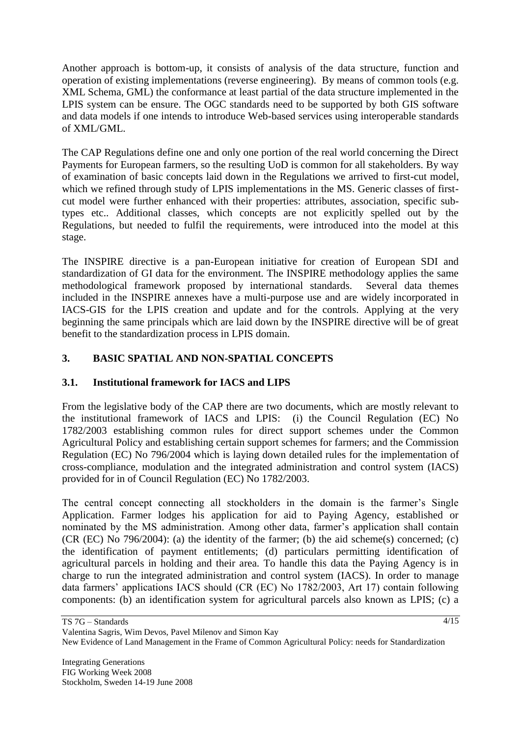Another approach is bottom-up, it consists of analysis of the data structure, function and operation of existing implementations (reverse engineering). By means of common tools (e.g. XML Schema, GML) the conformance at least partial of the data structure implemented in the LPIS system can be ensure. The OGC standards need to be supported by both GIS software and data models if one intends to introduce Web-based services using interoperable standards of XML/GML.

The CAP Regulations define one and only one portion of the real world concerning the Direct Payments for European farmers, so the resulting UoD is common for all stakeholders. By way of examination of basic concepts laid down in the Regulations we arrived to first-cut model, which we refined through study of LPIS implementations in the MS. Generic classes of first-cut model were further enhanced with their properties: attributes, association, specific sub-types etc.. Additional classes, which concepts are not explicitly spelled out by the Regulations, but needed to fulfil the requirements, were introduced into the model at this stage.

The INSPIRE directive is a pan-European initiative for creation of European SDI and standardization of GI data for the environment. The INSPIRE methodology applies the same methodological framework proposed by international standards. Several data themes included in the INSPIRE annexes have a multi-purpose use and are widely incorporated in IACS-GIS for the LPIS creation and update and for the controls. Applying at the very beginning the same principals which are laid down by the INSPIRE directive will be of great benefit to the standardization process in LPIS domain.

## 3. BASIC SPATIAL AND NON-SPATIAL CONCEPTS

### 3.1. Institutional framework for IACS and LIPS

From the legislative body of the CAP there are two documents, which are mostly relevant to the institutional framework of IACS and LPIS: (i) the Council Regulation (EC) No 1782/2003 establishing common rules for direct support schemes under the Common Agricultural Policy and establishing certain support schemes for farmers; and the Commission Regulation (EC) No 796/2004 which is laying down detailed rules for the implementation of cross-compliance, modulation and the integrated administration and control system (IACS) provided for in of Council Regulation (EC) No 1782/2003.

The central concept connecting all stockholders in the domain is the farmer's Single Application. Farmer lodges his application for aid to Paying Agency, established or nominated by the MS administration. Among other data, farmer's application shall contain (CR (EC) No 796/2004): (a) the identity of the farmer; (b) the aid scheme(s) concerned; (c) the identification of payment entitlements; (d) particulars permitting identification of agricultural parcels in holding and their area. To handle this data the Paying Agency is in charge to run the integrated administration and control system (IACS). In order to manage data farmers' applications IACS should (CR (EC) No 1782/2003, Art 17) contain following components: (b) an identification system for agricultural parcels also known as LPIS; (c) a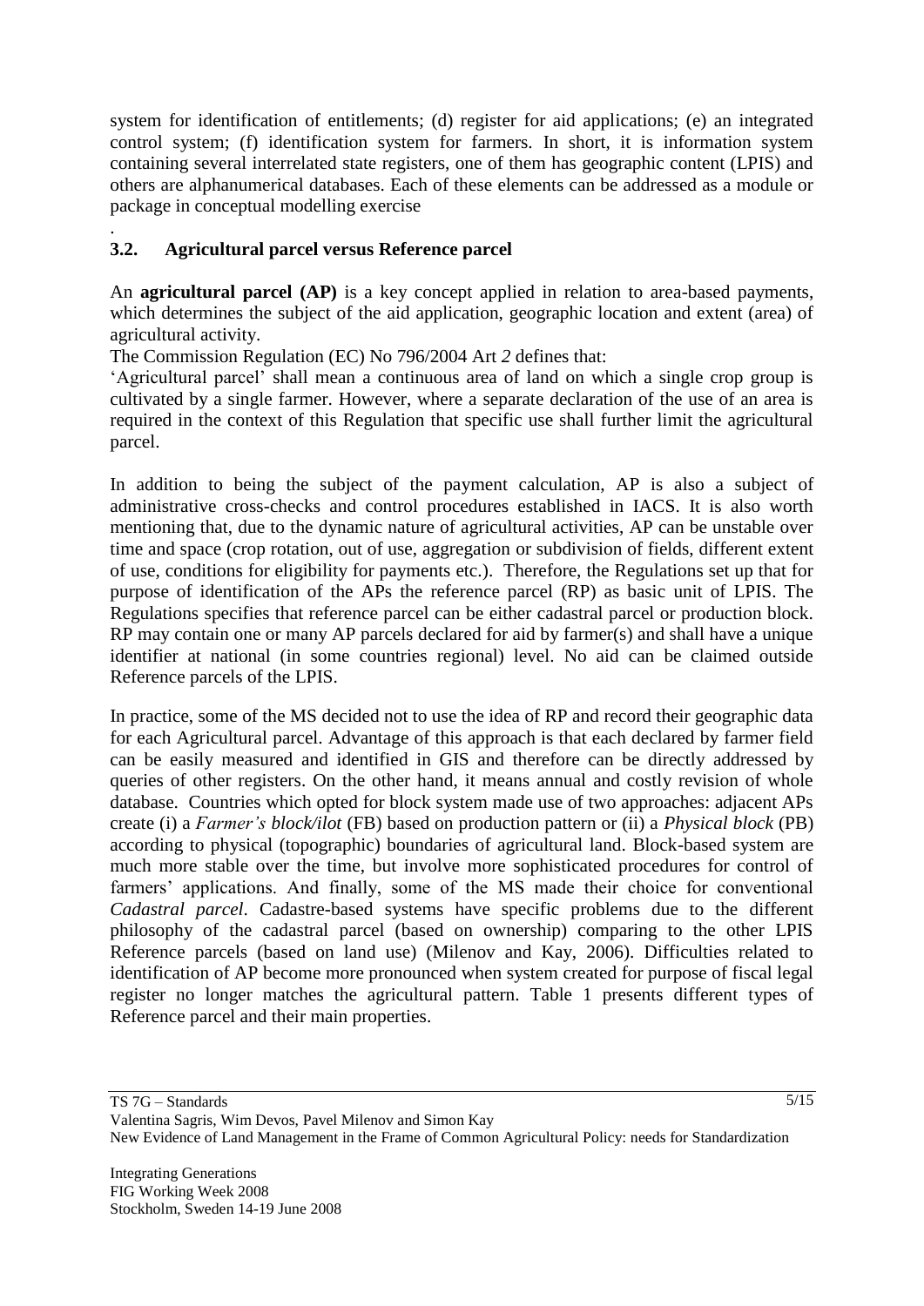system for identification of entitlements; (d) register for aid applications; (e) an integrated control system; (f) identification system for farmers. In short, it is information system containing several interrelated state registers, one of them has geographic content (LPIS) and others are alphanumerical databases. Each of these elements can be addressed as a module or package in conceptual modelling exercise

.

## 3.2. Agricultural parcel versus Reference parcel

An **agricultural parcel (AP)** is a key concept applied in relation to area-based payments, which determines the subject of the aid application, geographic location and extent (area) of agricultural activity.

The Commission Regulation (EC) No 796/2004 Art *2* defines that:

'Agricultural parcel' shall mean a continuous area of land on which a single crop group is cultivated by a single farmer. However, where a separate declaration of the use of an area is required in the context of this Regulation that specific use shall further limit the agricultural parcel.

In addition to being the subject of the payment calculation, AP is also a subject of administrative cross-checks and control procedures established in IACS. It is also worth mentioning that, due to the dynamic nature of agricultural activities, AP can be unstable over time and space (crop rotation, out of use, aggregation or subdivision of fields, different extent of use, conditions for eligibility for payments etc.). Therefore, the Regulations set up that for purpose of identification of the APs the reference parcel (RP) as basic unit of LPIS. The Regulations specifies that reference parcel can be either cadastral parcel or production block. RP may contain one or many AP parcels declared for aid by farmer(s) and shall have a unique identifier at national (in some countries regional) level. No aid can be claimed outside Reference parcels of the LPIS.

In practice, some of the MS decided not to use the idea of RP and record their geographic data for each Agricultural parcel. Advantage of this approach is that each declared by farmer field can be easily measured and identified in GIS and therefore can be directly addressed by queries of other registers. On the other hand, it means annual and costly revision of whole database. Countries which opted for block system made use of two approaches: adjacent APs create (i) a *Farmer's block/ilot* (FB) based on production pattern or (ii) a *Physical block* (PB) according to physical (topographic) boundaries of agricultural land. Block-based system are much more stable over the time, but involve more sophisticated procedures for control of farmers' applications. And finally, some of the MS made their choice for conventional *Cadastral parcel*. Cadastre-based systems have specific problems due to the different philosophy of the cadastral parcel (based on ownership) comparing to the other LPIS Reference parcels (based on land use) (Milenov and Kay, 2006). Difficulties related to identification of AP become more pronounced when system created for purpose of fiscal legal register no longer matches the agricultural pattern. Table 1 presents different types of Reference parcel and their main properties.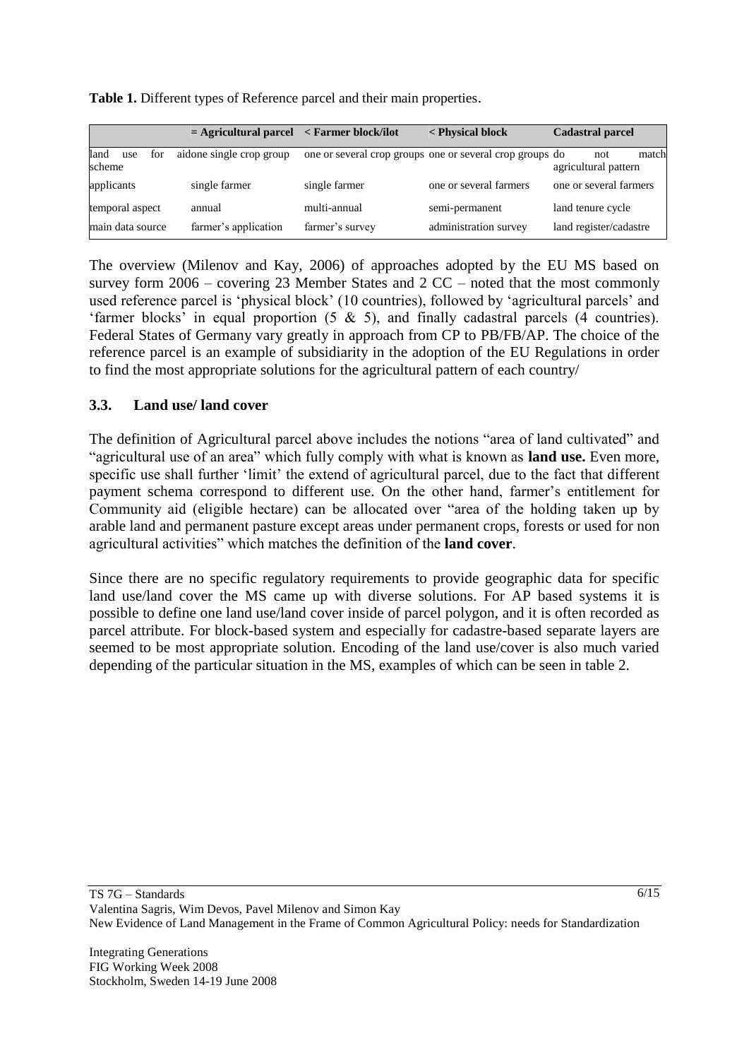**Table 1.** Different types of Reference parcel and their main properties.

| | = Agricultural parcel | < Farmer block/ilot | < Physical block | Cadastral parcel |
|---|---|---|---|---|
| land use for scheme | aidone single crop group | one or several crop groups | one or several crop groups | do not match agricultural pattern |
| applicants | single farmer | single farmer | one or several farmers | one or several farmers |
| temporal aspect | annual | multi-annual | semi-permanent | land tenure cycle |
| main data source | farmer's application | farmer's survey | administration survey | land register/cadastre |

The overview (Milenov and Kay, 2006) of approaches adopted by the EU MS based on survey form 2006 – covering 23 Member States and 2 CC – noted that the most commonly used reference parcel is 'physical block' (10 countries), followed by 'agricultural parcels' and 'farmer blocks' in equal proportion (5 & 5), and finally cadastral parcels (4 countries). Federal States of Germany vary greatly in approach from CP to PB/FB/AP. The choice of the reference parcel is an example of subsidiarity in the adoption of the EU Regulations in order to find the most appropriate solutions for the agricultural pattern of each country/

### 3.3. Land use/ land cover

The definition of Agricultural parcel above includes the notions "area of land cultivated" and "agricultural use of an area" which fully comply with what is known as **land use.** Even more, specific use shall further 'limit' the extend of agricultural parcel, due to the fact that different payment schema correspond to different use. On the other hand, farmer's entitlement for Community aid (eligible hectare) can be allocated over "area of the holding taken up by arable land and permanent pasture except areas under permanent crops, forests or used for non agricultural activities" which matches the definition of the **land cover**.

Since there are no specific regulatory requirements to provide geographic data for specific land use/land cover the MS came up with diverse solutions. For AP based systems it is possible to define one land use/land cover inside of parcel polygon, and it is often recorded as parcel attribute. For block-based system and especially for cadastre-based separate layers are seemed to be most appropriate solution. Encoding of the land use/cover is also much varied depending of the particular situation in the MS, examples of which can be seen in table 2.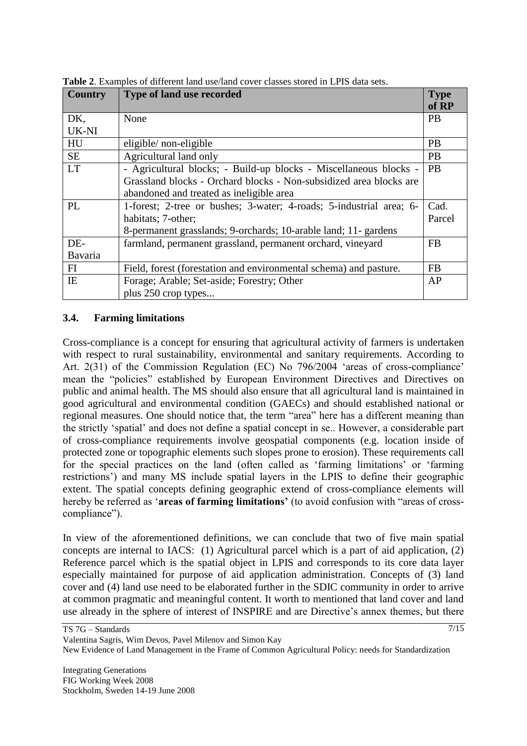**Table 2**. Examples of different land use/land cover classes stored in LPIS data sets.

| Country | Type of land use recorded | Type of RP |
|---|---|---|
| DK, UK-NI | None | PB |
| HU | eligible/ non-eligible | PB |
| SE | Agricultural land only | PB |
| LT | - Agricultural blocks; - Build-up blocks - Miscellaneous blocks - Grassland blocks - Orchard blocks - Non-subsidized area blocks are abandoned and treated as ineligible area | PB |
| PL | 1-forest; 2-tree or bushes; 3-water; 4-roads; 5-industrial area; 6-habitats; 7-other;<br>8-permanent grasslands; 9-orchards; 10-arable land; 11- gardens | Cad. Parcel |
| DE-Bavaria | farmland, permanent grassland, permanent orchard, vineyard | FB |
| FI | Field, forest (forestation and environmental schema) and pasture. | FB |
| IE | Forage; Arable; Set-aside; Forestry; Other<br>plus 250 crop types... | AP |

### 3.4. Farming limitations

Cross-compliance is a concept for ensuring that agricultural activity of farmers is undertaken with respect to rural sustainability, environmental and sanitary requirements. According to Art. 2(31) of the Commission Regulation (EC) No 796/2004 'areas of cross-compliance' mean the "policies" established by European Environment Directives and Directives on public and animal health. The MS should also ensure that all agricultural land is maintained in good agricultural and environmental condition (GAECs) and should established national or regional measures. One should notice that, the term "area" here has a different meaning than the strictly 'spatial' and does not define a spatial concept in se.. However, a considerable part of cross-compliance requirements involve geospatial components (e.g. location inside of protected zone or topographic elements such slopes prone to erosion). These requirements call for the special practices on the land (often called as 'farming limitations' or 'farming restrictions') and many MS include spatial layers in the LPIS to define their geographic extent. The spatial concepts defining geographic extend of cross-compliance elements will hereby be referred as '**areas of farming limitations**' (to avoid confusion with "areas of cross-compliance").

In view of the aforementioned definitions, we can conclude that two of five main spatial concepts are internal to IACS: (1) Agricultural parcel which is a part of aid application, (2) Reference parcel which is the spatial object in LPIS and corresponds to its core data layer especially maintained for purpose of aid application administration. Concepts of (3) land cover and (4) land use need to be elaborated further in the SDIC community in order to arrive at common pragmatic and meaningful content. It worth to mentioned that land cover and land use already in the sphere of interest of INSPIRE and are Directive's annex themes, but there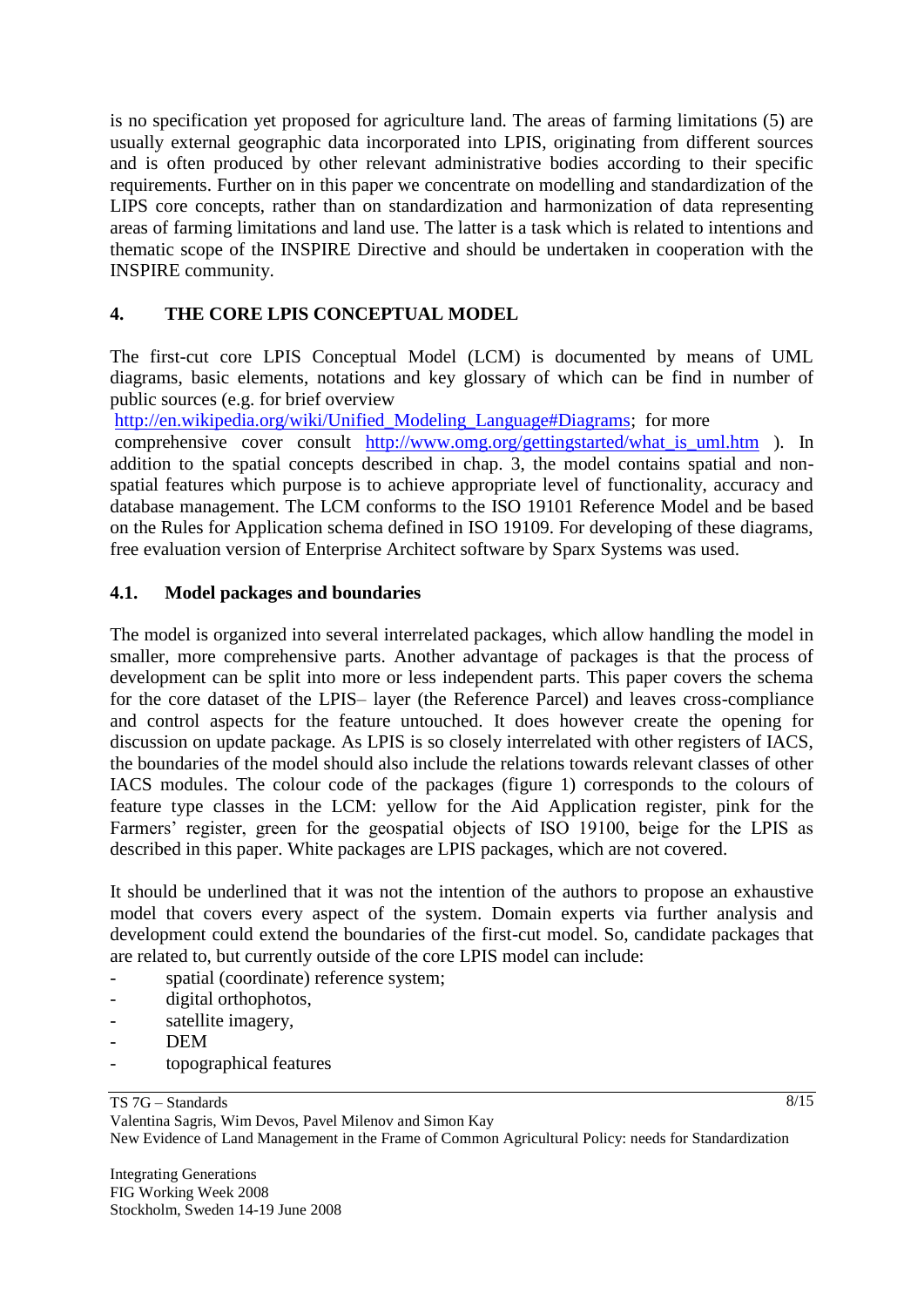is no specification yet proposed for agriculture land. The areas of farming limitations (5) are usually external geographic data incorporated into LPIS, originating from different sources and is often produced by other relevant administrative bodies according to their specific requirements. Further on in this paper we concentrate on modelling and standardization of the LIPS core concepts, rather than on standardization and harmonization of data representing areas of farming limitations and land use. The latter is a task which is related to intentions and thematic scope of the INSPIRE Directive and should be undertaken in cooperation with the INSPIRE community.

## 4. THE CORE LPIS CONCEPTUAL MODEL

The first-cut core LPIS Conceptual Model (LCM) is documented by means of UML diagrams, basic elements, notations and key glossary of which can be find in number of public sources (e.g. for brief overview http://en.wikipedia.org/wiki/Unified_Modeling_Language#Diagrams; for more comprehensive cover consult http://www.omg.org/gettingstarted/what_is_uml.htm ). In addition to the spatial concepts described in chap. 3, the model contains spatial and non-spatial features which purpose is to achieve appropriate level of functionality, accuracy and database management. The LCM conforms to the ISO 19101 Reference Model and be based on the Rules for Application schema defined in ISO 19109. For developing of these diagrams, free evaluation version of Enterprise Architect software by Sparx Systems was used.

### 4.1. Model packages and boundaries

The model is organized into several interrelated packages, which allow handling the model in smaller, more comprehensive parts. Another advantage of packages is that the process of development can be split into more or less independent parts. This paper covers the schema for the core dataset of the LPIS– layer (the Reference Parcel) and leaves cross-compliance and control aspects for the feature untouched. It does however create the opening for discussion on update package. As LPIS is so closely interrelated with other registers of IACS, the boundaries of the model should also include the relations towards relevant classes of other IACS modules. The colour code of the packages (figure 1) corresponds to the colours of feature type classes in the LCM: yellow for the Aid Application register, pink for the Farmers' register, green for the geospatial objects of ISO 19100, beige for the LPIS as described in this paper. White packages are LPIS packages, which are not covered.

It should be underlined that it was not the intention of the authors to propose an exhaustive model that covers every aspect of the system. Domain experts via further analysis and development could extend the boundaries of the first-cut model. So, candidate packages that are related to, but currently outside of the core LPIS model can include:

- spatial (coordinate) reference system;
- digital orthophotos,
- satellite imagery,
- DEM
- topographical features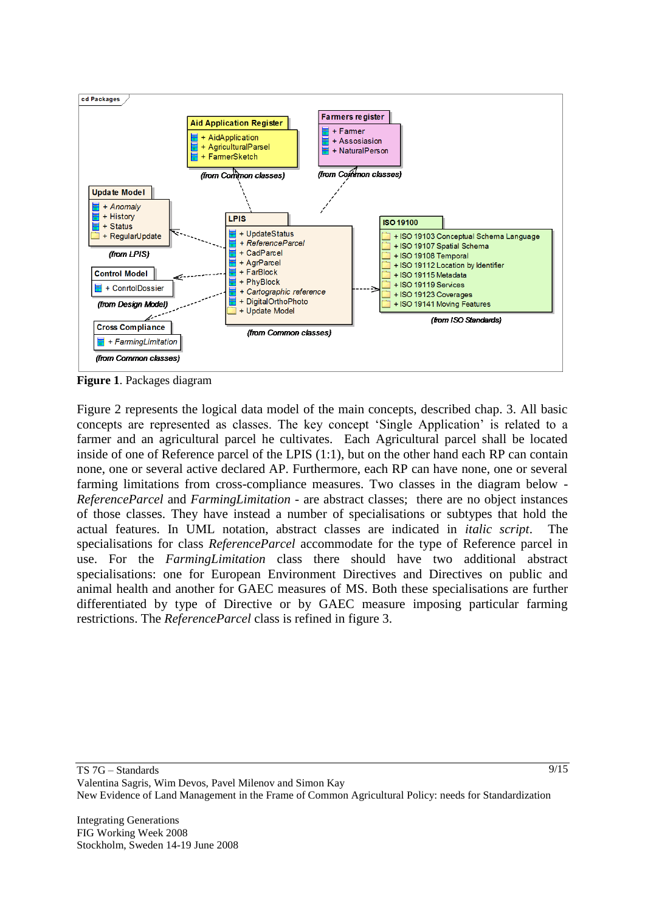**Figure 1**. Packages diagram

Figure 2 represents the logical data model of the main concepts, described chap. 3. All basic concepts are represented as classes. The key concept 'Single Application' is related to a farmer and an agricultural parcel he cultivates. Each Agricultural parcel shall be located inside of one of Reference parcel of the LPIS (1:1), but on the other hand each RP can contain none, one or several active declared AP. Furthermore, each RP can have none, one or several farming limitations from cross-compliance measures. Two classes in the diagram below - *ReferenceParcel* and *FarmingLimitation* - are abstract classes; there are no object instances of those classes. They have instead a number of specialisations or subtypes that hold the actual features. In UML notation, abstract classes are indicated in *italic script*. The specialisations for class *ReferenceParcel* accommodate for the type of Reference parcel in use. For the *FarmingLimitation* class there should have two additional abstract specialisations: one for European Environment Directives and Directives on public and animal health and another for GAEC measures of MS. Both these specialisations are further differentiated by type of Directive or by GAEC measure imposing particular farming restrictions. The *ReferenceParcel* class is refined in figure 3.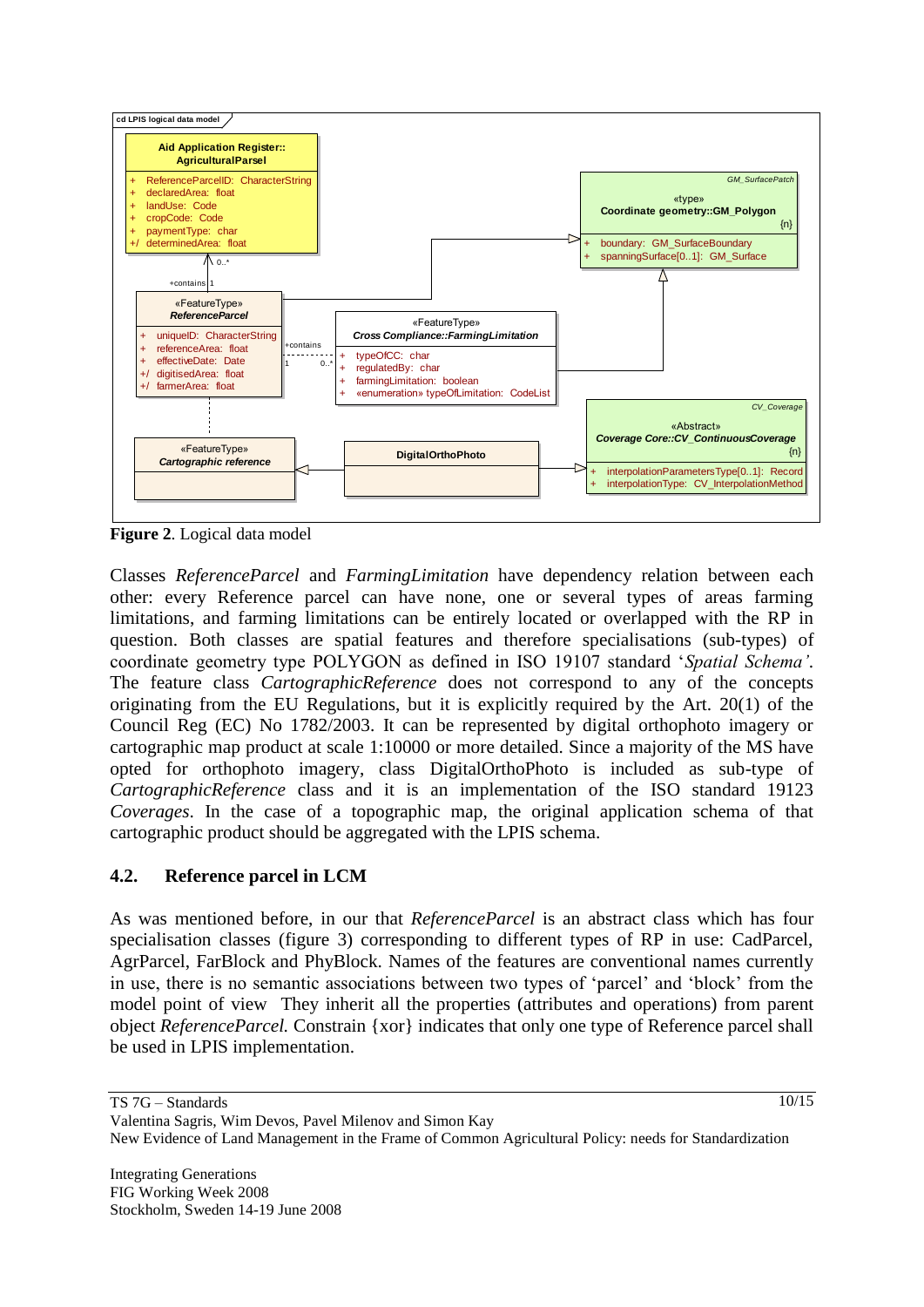**Figure 2**. Logical data model

Classes *ReferenceParcel* and *FarmingLimitation* have dependency relation between each other: every Reference parcel can have none, one or several types of areas farming limitations, and farming limitations can be entirely located or overlapped with the RP in question. Both classes are spatial features and therefore specialisations (sub-types) of coordinate geometry type POLYGON as defined in ISO 19107 standard '*Spatial Schema'*. The feature class *CartographicReference* does not correspond to any of the concepts originating from the EU Regulations, but it is explicitly required by the Art. 20(1) of the Council Reg (EC) No 1782/2003. It can be represented by digital orthophoto imagery or cartographic map product at scale 1:10000 or more detailed. Since a majority of the MS have opted for orthophoto imagery, class DigitalOrthoPhoto is included as sub-type of *CartographicReference* class and it is an implementation of the ISO standard 19123 *Coverages*. In the case of a topographic map, the original application schema of that cartographic product should be aggregated with the LPIS schema.

## 4.2. Reference parcel in LCM

As was mentioned before, in our that *ReferenceParcel* is an abstract class which has four specialisation classes (figure 3) corresponding to different types of RP in use: CadParcel, AgrParcel, FarBlock and PhyBlock. Names of the features are conventional names currently in use, there is no semantic associations between two types of 'parcel' and 'block' from the model point of view They inherit all the properties (attributes and operations) from parent object *ReferenceParcel.* Constrain {xor} indicates that only one type of Reference parcel shall be used in LPIS implementation.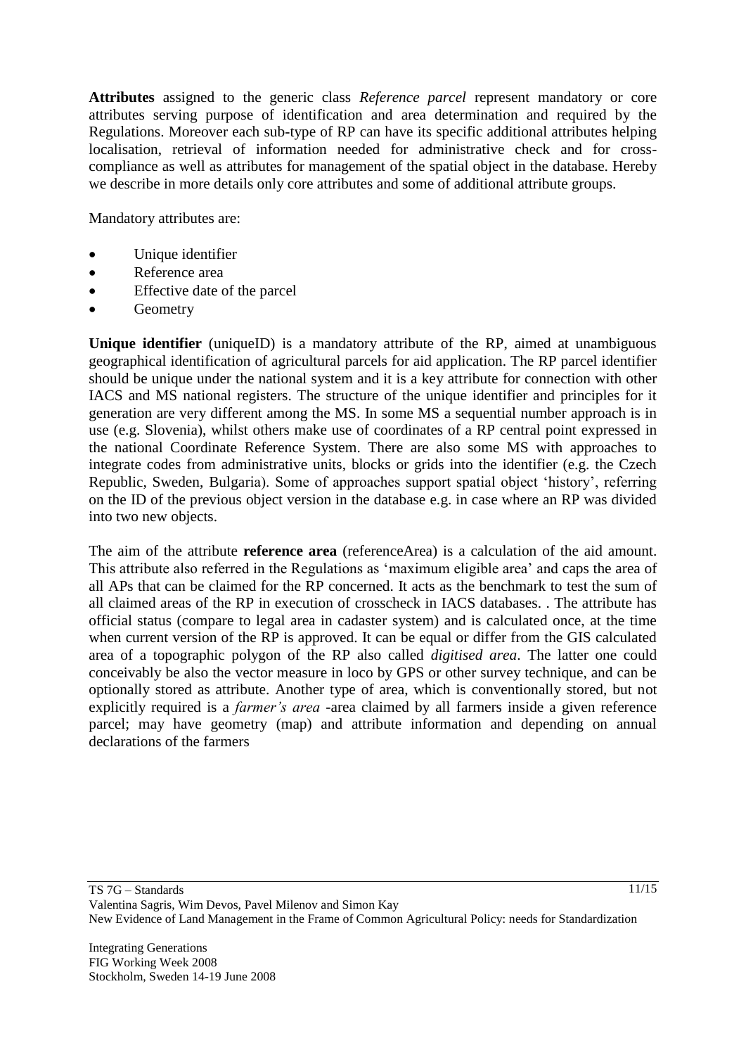**Attributes** assigned to the generic class *Reference parcel* represent mandatory or core attributes serving purpose of identification and area determination and required by the Regulations. Moreover each sub-type of RP can have its specific additional attributes helping localisation, retrieval of information needed for administrative check and for cross-compliance as well as attributes for management of the spatial object in the database. Hereby we describe in more details only core attributes and some of additional attribute groups.

Mandatory attributes are:

- Unique identifier
- Reference area
- Effective date of the parcel
- Geometry

**Unique identifier** (uniqueID) is a mandatory attribute of the RP, aimed at unambiguous geographical identification of agricultural parcels for aid application. The RP parcel identifier should be unique under the national system and it is a key attribute for connection with other IACS and MS national registers. The structure of the unique identifier and principles for it generation are very different among the MS. In some MS a sequential number approach is in use (e.g. Slovenia), whilst others make use of coordinates of a RP central point expressed in the national Coordinate Reference System. There are also some MS with approaches to integrate codes from administrative units, blocks or grids into the identifier (e.g. the Czech Republic, Sweden, Bulgaria). Some of approaches support spatial object 'history', referring on the ID of the previous object version in the database e.g. in case where an RP was divided into two new objects.

The aim of the attribute **reference area** (referenceArea) is a calculation of the aid amount. This attribute also referred in the Regulations as 'maximum eligible area' and caps the area of all APs that can be claimed for the RP concerned. It acts as the benchmark to test the sum of all claimed areas of the RP in execution of crosscheck in IACS databases. . The attribute has official status (compare to legal area in cadaster system) and is calculated once, at the time when current version of the RP is approved. It can be equal or differ from the GIS calculated area of a topographic polygon of the RP also called *digitised area*. The latter one could conceivably be also the vector measure in loco by GPS or other survey technique, and can be optionally stored as attribute. Another type of area, which is conventionally stored, but not explicitly required is a *farmer's area* -area claimed by all farmers inside a given reference parcel; may have geometry (map) and attribute information and depending on annual declarations of the farmers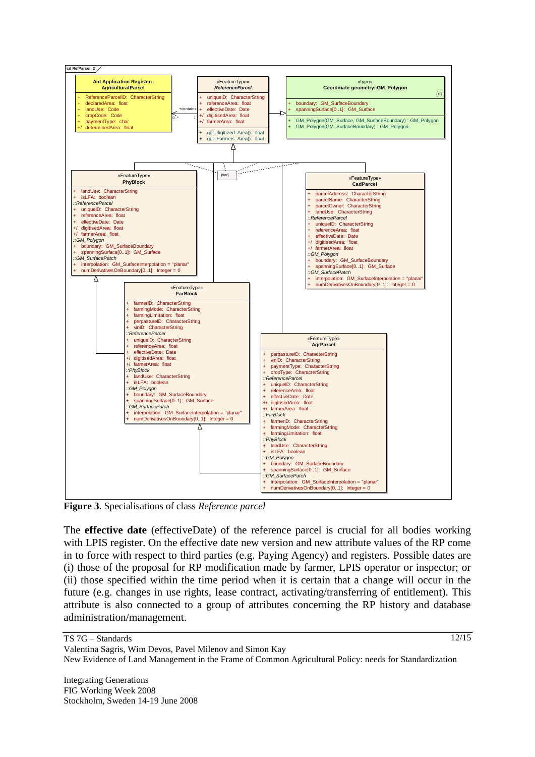**Figure 3**. Specialisations of class *Reference parcel*

The **effective date** (effectiveDate) of the reference parcel is crucial for all bodies working with LPIS register. On the effective date new version and new attribute values of the RP come in to force with respect to third parties (e.g. Paying Agency) and registers. Possible dates are (i) those of the proposal for RP modification made by farmer, LPIS operator or inspector; or (ii) those specified within the time period when it is certain that a change will occur in the future (e.g. changes in use rights, lease contract, activating/transferring of entitlement). This attribute is also connected to a group of attributes concerning the RP history and database administration/management.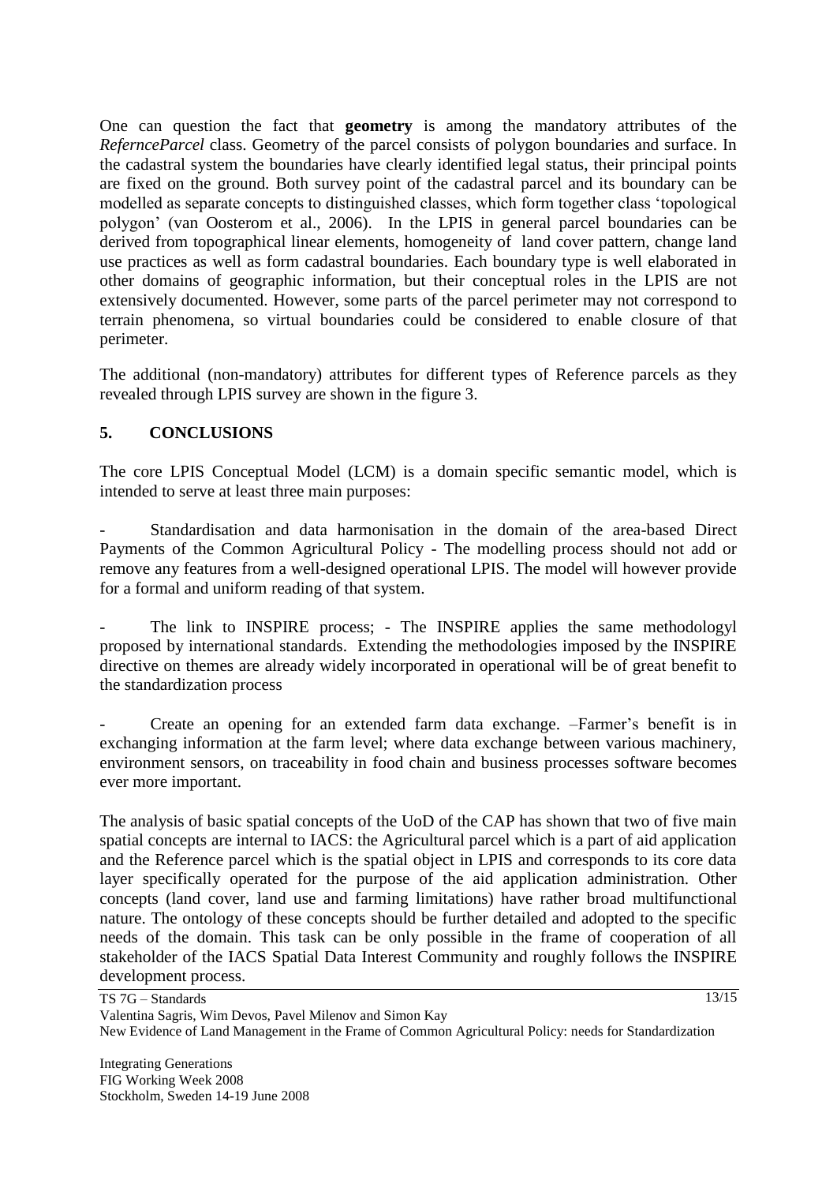One can question the fact that **geometry** is among the mandatory attributes of the *RefernceParcel* class. Geometry of the parcel consists of polygon boundaries and surface. In the cadastral system the boundaries have clearly identified legal status, their principal points are fixed on the ground. Both survey point of the cadastral parcel and its boundary can be modelled as separate concepts to distinguished classes, which form together class 'topological polygon' (van Oosterom et al., 2006). In the LPIS in general parcel boundaries can be derived from topographical linear elements, homogeneity of land cover pattern, change land use practices as well as form cadastral boundaries. Each boundary type is well elaborated in other domains of geographic information, but their conceptual roles in the LPIS are not extensively documented. However, some parts of the parcel perimeter may not correspond to terrain phenomena, so virtual boundaries could be considered to enable closure of that perimeter.

The additional (non-mandatory) attributes for different types of Reference parcels as they revealed through LPIS survey are shown in the figure 3.

## 5. CONCLUSIONS

The core LPIS Conceptual Model (LCM) is a domain specific semantic model, which is intended to serve at least three main purposes:

- Standardisation and data harmonisation in the domain of the area-based Direct Payments of the Common Agricultural Policy - The modelling process should not add or remove any features from a well-designed operational LPIS. The model will however provide for a formal and uniform reading of that system.

- The link to INSPIRE process; - The INSPIRE applies the same methodologyl proposed by international standards. Extending the methodologies imposed by the INSPIRE directive on themes are already widely incorporated in operational will be of great benefit to the standardization process

- Create an opening for an extended farm data exchange. –Farmer's benefit is in exchanging information at the farm level; where data exchange between various machinery, environment sensors, on traceability in food chain and business processes software becomes ever more important.

The analysis of basic spatial concepts of the UoD of the CAP has shown that two of five main spatial concepts are internal to IACS: the Agricultural parcel which is a part of aid application and the Reference parcel which is the spatial object in LPIS and corresponds to its core data layer specifically operated for the purpose of the aid application administration. Other concepts (land cover, land use and farming limitations) have rather broad multifunctional nature. The ontology of these concepts should be further detailed and adopted to the specific needs of the domain. This task can be only possible in the frame of cooperation of all stakeholder of the IACS Spatial Data Interest Community and roughly follows the INSPIRE development process.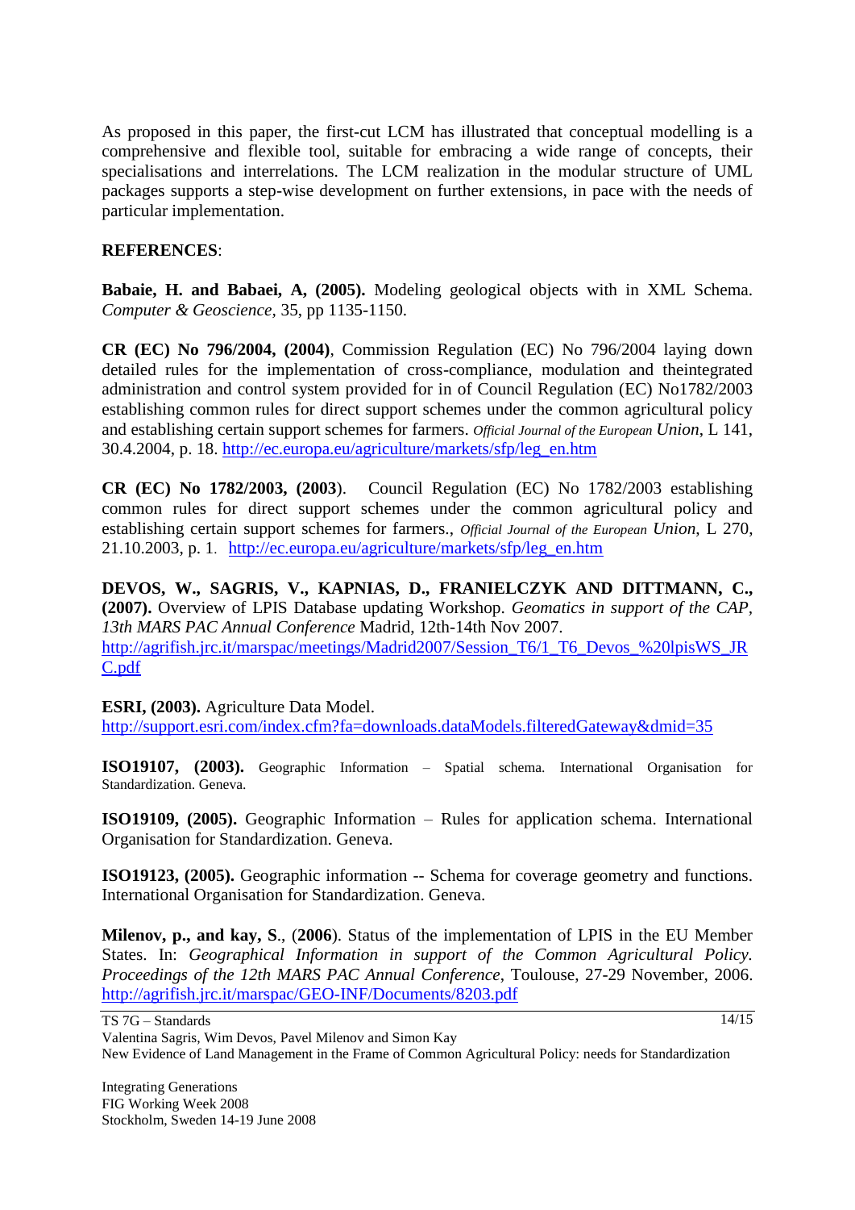As proposed in this paper, the first-cut LCM has illustrated that conceptual modelling is a comprehensive and flexible tool, suitable for embracing a wide range of concepts, their specialisations and interrelations. The LCM realization in the modular structure of UML packages supports a step-wise development on further extensions, in pace with the needs of particular implementation.

**REFERENCES**:

**Babaie, H. and Babaei, A, (2005).** Modeling geological objects with in XML Schema. *Computer & Geoscience*, 35, pp 1135-1150.

**CR (EC) No 796/2004, (2004)**, Commission Regulation (EC) No 796/2004 laying down detailed rules for the implementation of cross-compliance, modulation and theintegrated administration and control system provided for in of Council Regulation (EC) No1782/2003 establishing common rules for direct support schemes under the common agricultural policy and establishing certain support schemes for farmers. *Official Journal of the European Union*, L 141, 30.4.2004, p. 18. http://ec.europa.eu/agriculture/markets/sfp/leg_en.htm

**CR (EC) No 1782/2003, (2003**). Council Regulation (EC) No 1782/2003 establishing common rules for direct support schemes under the common agricultural policy and establishing certain support schemes for farmers., *Official Journal of the European Union*, L 270, 21.10.2003, p. 1. http://ec.europa.eu/agriculture/markets/sfp/leg_en.htm

**DEVOS, W., SAGRIS, V., KAPNIAS, D., FRANIELCZYK AND DITTMANN, C., (2007).** Overview of LPIS Database updating Workshop. *Geomatics in support of the CAP, 13th MARS PAC Annual Conference* Madrid, 12th-14th Nov 2007. http://agrifish.jrc.it/marspac/meetings/Madrid2007/Session_T6/1_T6_Devos_%20lpisWS_JRC.pdf

**ESRI, (2003).** Agriculture Data Model. http://support.esri.com/index.cfm?fa=downloads.dataModels.filteredGateway&dmid=35

**ISO19107, (2003).** Geographic Information – Spatial schema. International Organisation for Standardization. Geneva.

**ISO19109, (2005).** Geographic Information – Rules for application schema. International Organisation for Standardization. Geneva.

**ISO19123, (2005).** Geographic information -- Schema for coverage geometry and functions. International Organisation for Standardization. Geneva.

**Milenov, p., and kay, S**., (**2006**). Status of the implementation of LPIS in the EU Member States. In: *Geographical Information in support of the Common Agricultural Policy. Proceedings of the 12th MARS PAC Annual Conference*, Toulouse, 27-29 November, 2006. http://agrifish.jrc.it/marspac/GEO-INF/Documents/8203.pdf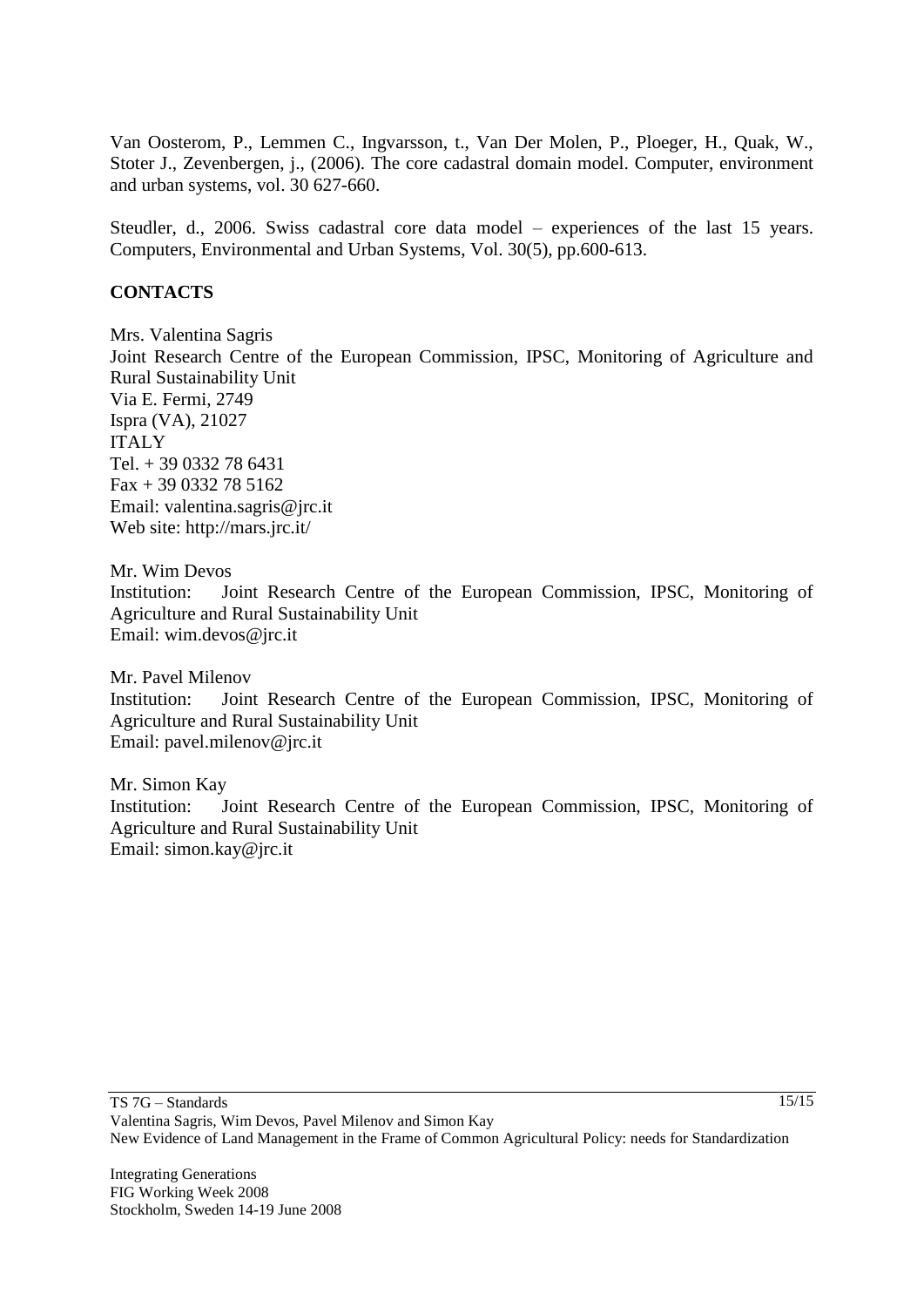Van Oosterom, P., Lemmen C., Ingvarsson, t., Van Der Molen, P., Ploeger, H., Quak, W., Stoter J., Zevenbergen, j., (2006). The core cadastral domain model. Computer, environment and urban systems, vol. 30 627-660.

Steudler, d., 2006. Swiss cadastral core data model – experiences of the last 15 years. Computers, Environmental and Urban Systems, Vol. 30(5), pp.600-613.

## CONTACTS

Mrs. Valentina Sagris
Joint Research Centre of the European Commission, IPSC, Monitoring of Agriculture and Rural Sustainability Unit
Via E. Fermi, 2749
Ispra (VA), 21027
ITALY
Tel. + 39 0332 78 6431
Fax + 39 0332 78 5162
Email: valentina.sagris@jrc.it
Web site: http://mars.jrc.it/

Mr. Wim Devos
Institution: Joint Research Centre of the European Commission, IPSC, Monitoring of Agriculture and Rural Sustainability Unit
Email: wim.devos@jrc.it

Mr. Pavel Milenov
Institution: Joint Research Centre of the European Commission, IPSC, Monitoring of Agriculture and Rural Sustainability Unit
Email: pavel.milenov@jrc.it

Mr. Simon Kay
Institution: Joint Research Centre of the European Commission, IPSC, Monitoring of Agriculture and Rural Sustainability Unit
Email: simon.kay@jrc.it